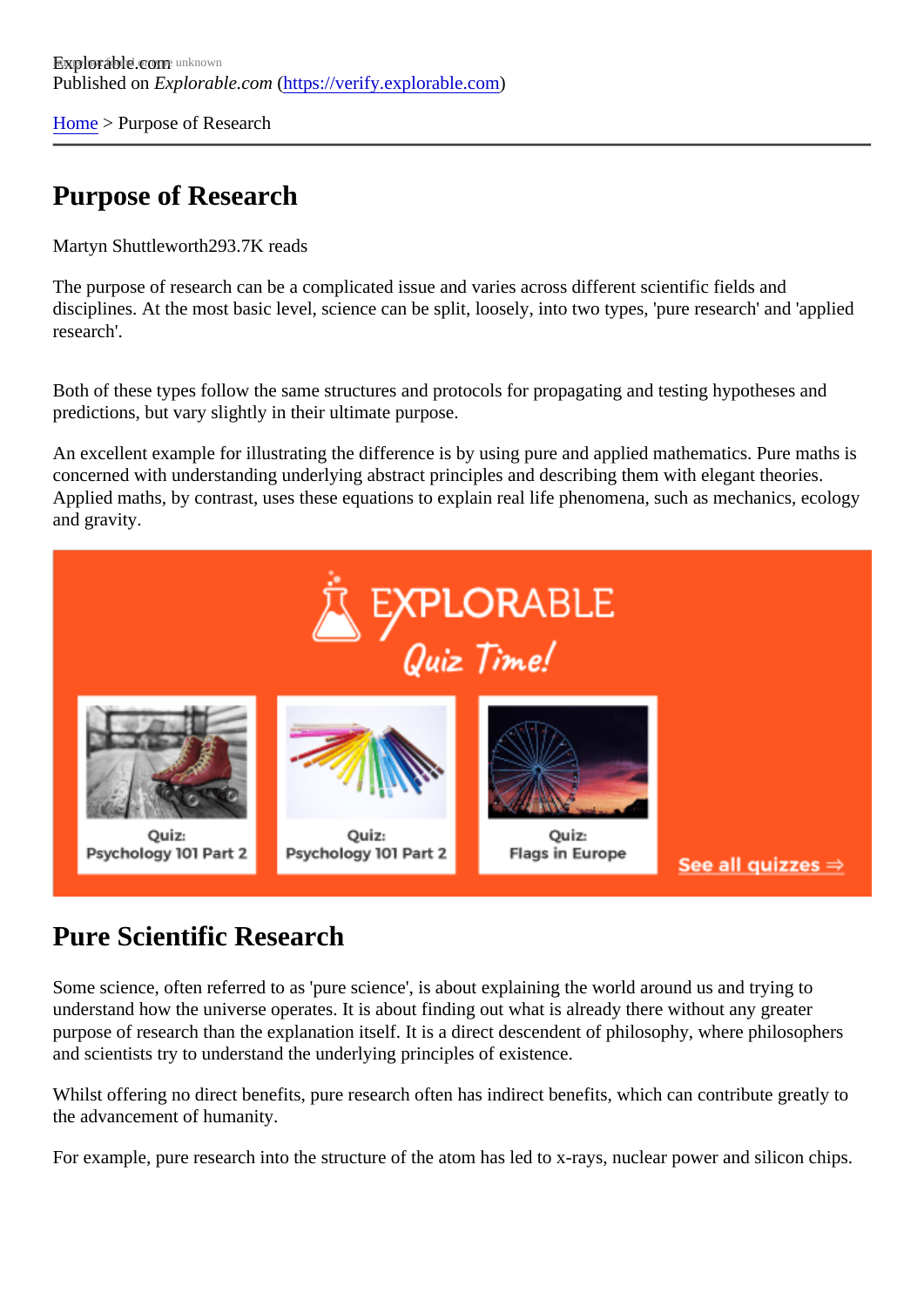Explorable.com
Published on *Explorable.com* (https://verify.explorable.com)

Home > Purpose of Research

# Purpose of Research

Martyn Shuttleworth293.7K reads

The purpose of research can be a complicated issue and varies across different scientific fields and disciplines. At the most basic level, science can be split, loosely, into two types, 'pure research' and 'applied research'.

Both of these types follow the same structures and protocols for propagating and testing hypotheses and predictions, but vary slightly in their ultimate purpose.

An excellent example for illustrating the difference is by using pure and applied mathematics. Pure maths is concerned with understanding underlying abstract principles and describing them with elegant theories. Applied maths, by contrast, uses these equations to explain real life phenomena, such as mechanics, ecology and gravity.

## Pure Scientific Research

Some science, often referred to as 'pure science', is about explaining the world around us and trying to understand how the universe operates. It is about finding out what is already there without any greater purpose of research than the explanation itself. It is a direct descendent of philosophy, where philosophers and scientists try to understand the underlying principles of existence.

Whilst offering no direct benefits, pure research often has indirect benefits, which can contribute greatly to the advancement of humanity.

For example, pure research into the structure of the atom has led to x-rays, nuclear power and silicon chips.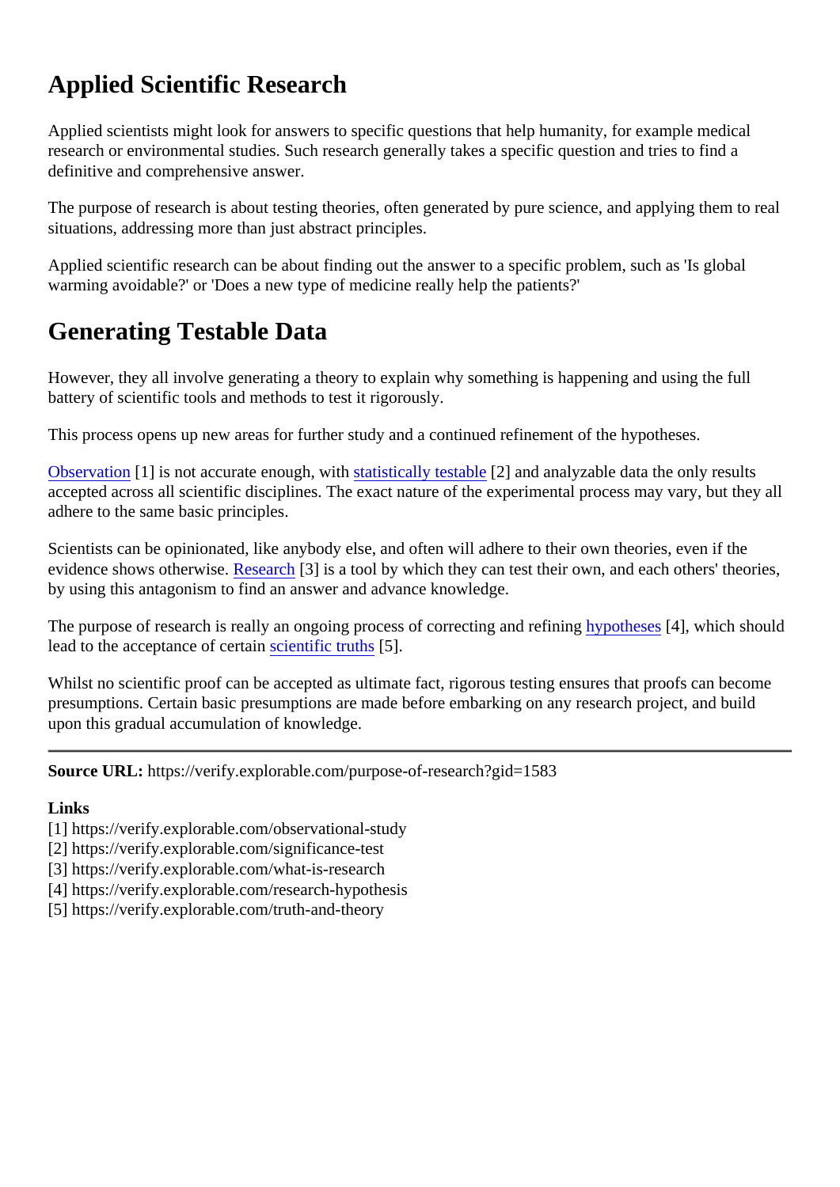# Applied Scientific Research

Applied scientists might look for answers to specific questions that help humanity, for example medical research or environmental studies. Such research generally takes a specific question and tries to find a definitive and comprehensive answer.

The purpose of research is about testing theories, often generated by pure science, and applying them to real situations, addressing more than just abstract principles.

Applied scientific research can be about finding out the answer to a specific problem, such as 'Is global warming avoidable?' or 'Does a new type of medicine really help the patients?'

# Generating Testable Data

However, they all involve generating a theory to explain why something is happening and using the full battery of scientific tools and methods to test it rigorously.

This process opens up new areas for further study and a continued refinement of the hypotheses.

Observation [1] is not accurate enough, with statistically testable [2] and analyzable data the only results accepted across all scientific disciplines. The exact nature of the experimental process may vary, but they all adhere to the same basic principles.

Scientists can be opinionated, like anybody else, and often will adhere to their own theories, even if the evidence shows otherwise. Research [3] is a tool by which they can test their own, and each others' theories, by using this antagonism to find an answer and advance knowledge.

The purpose of research is really an ongoing process of correcting and refining hypotheses [4], which should lead to the acceptance of certain scientific truths [5].

Whilst no scientific proof can be accepted as ultimate fact, rigorous testing ensures that proofs can become presumptions. Certain basic presumptions are made before embarking on any research project, and build upon this gradual accumulation of knowledge.

---

**Source URL:** https://verify.explorable.com/purpose-of-research?gid=1583

**Links**

[1] https://verify.explorable.com/observational-study
[2] https://verify.explorable.com/significance-test
[3] https://verify.explorable.com/what-is-research
[4] https://verify.explorable.com/research-hypothesis
[5] https://verify.explorable.com/truth-and-theory